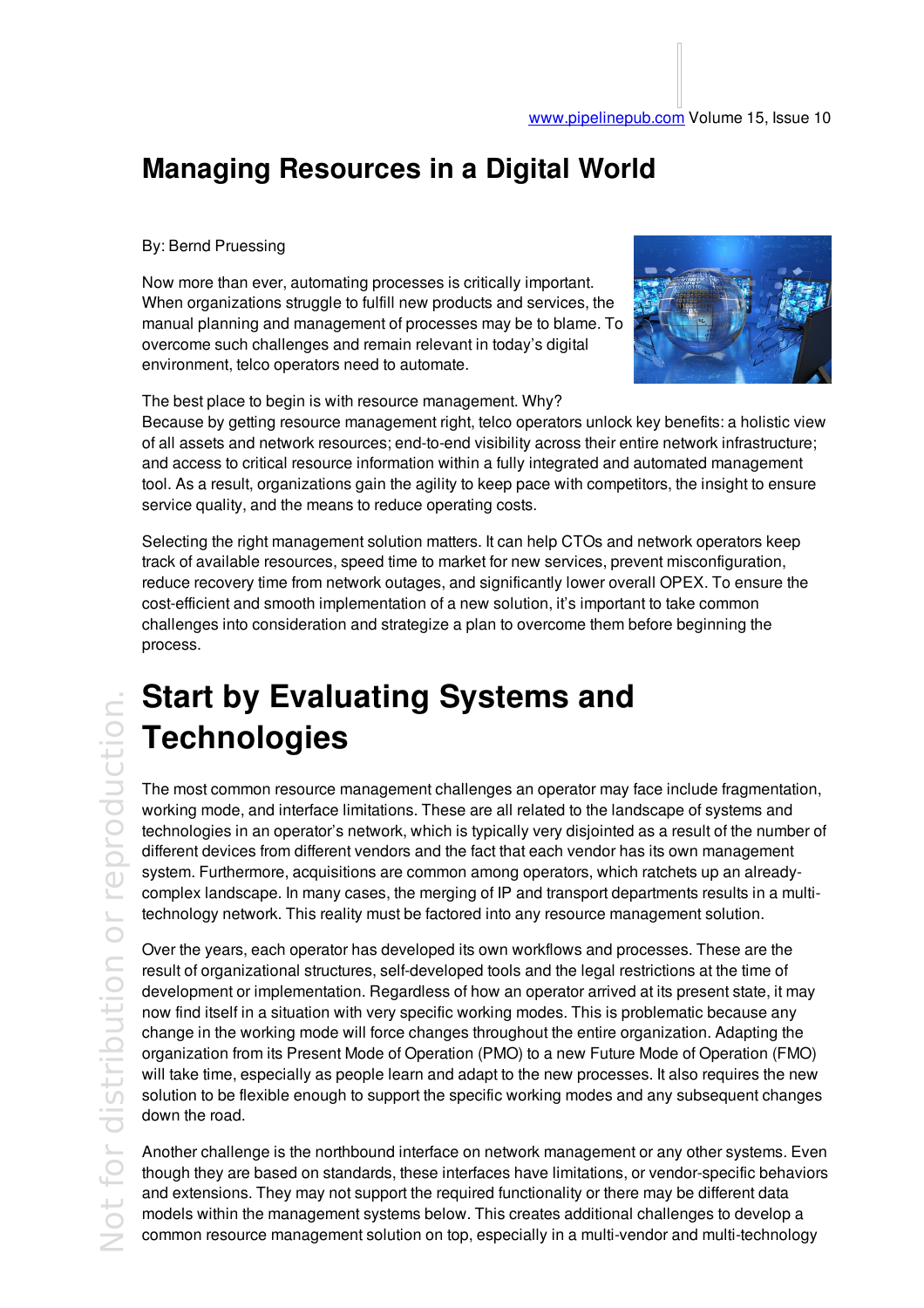# Managing Resources in a Digital World

By: Bernd Pruessing

Now more than ever, automating processes is critically important. When organizations struggle to fulfill new products and services, the manual planning and management of processes may be to blame. To overcome such challenges and remain relevant in today's digital environment, telco operators need to automate.

The best place to begin is with resource management. Why? Because by getting resource management right, telco operators unlock key benefits: a holistic view of all assets and network resources; end-to-end visibility across their entire network infrastructure; and access to critical resource information within a fully integrated and automated management tool. As a result, organizations gain the agility to keep pace with competitors, the insight to ensure service quality, and the means to reduce operating costs.

Selecting the right management solution matters. It can help CTOs and network operators keep track of available resources, speed time to market for new services, prevent misconfiguration, reduce recovery time from network outages, and significantly lower overall OPEX. To ensure the cost-efficient and smooth implementation of a new solution, it's important to take common challenges into consideration and strategize a plan to overcome them before beginning the process.

## Start by Evaluating Systems and Technologies

The most common resource management challenges an operator may face include fragmentation, working mode, and interface limitations. These are all related to the landscape of systems and technologies in an operator's network, which is typically very disjointed as a result of the number of different devices from different vendors and the fact that each vendor has its own management system. Furthermore, acquisitions are common among operators, which ratchets up an already-complex landscape. In many cases, the merging of IP and transport departments results in a multi-technology network. This reality must be factored into any resource management solution.

Over the years, each operator has developed its own workflows and processes. These are the result of organizational structures, self-developed tools and the legal restrictions at the time of development or implementation. Regardless of how an operator arrived at its present state, it may now find itself in a situation with very specific working modes. This is problematic because any change in the working mode will force changes throughout the entire organization. Adapting the organization from its Present Mode of Operation (PMO) to a new Future Mode of Operation (FMO) will take time, especially as people learn and adapt to the new processes. It also requires the new solution to be flexible enough to support the specific working modes and any subsequent changes down the road.

Another challenge is the northbound interface on network management or any other systems. Even though they are based on standards, these interfaces have limitations, or vendor-specific behaviors and extensions. They may not support the required functionality or there may be different data models within the management systems below. This creates additional challenges to develop a common resource management solution on top, especially in a multi-vendor and multi-technology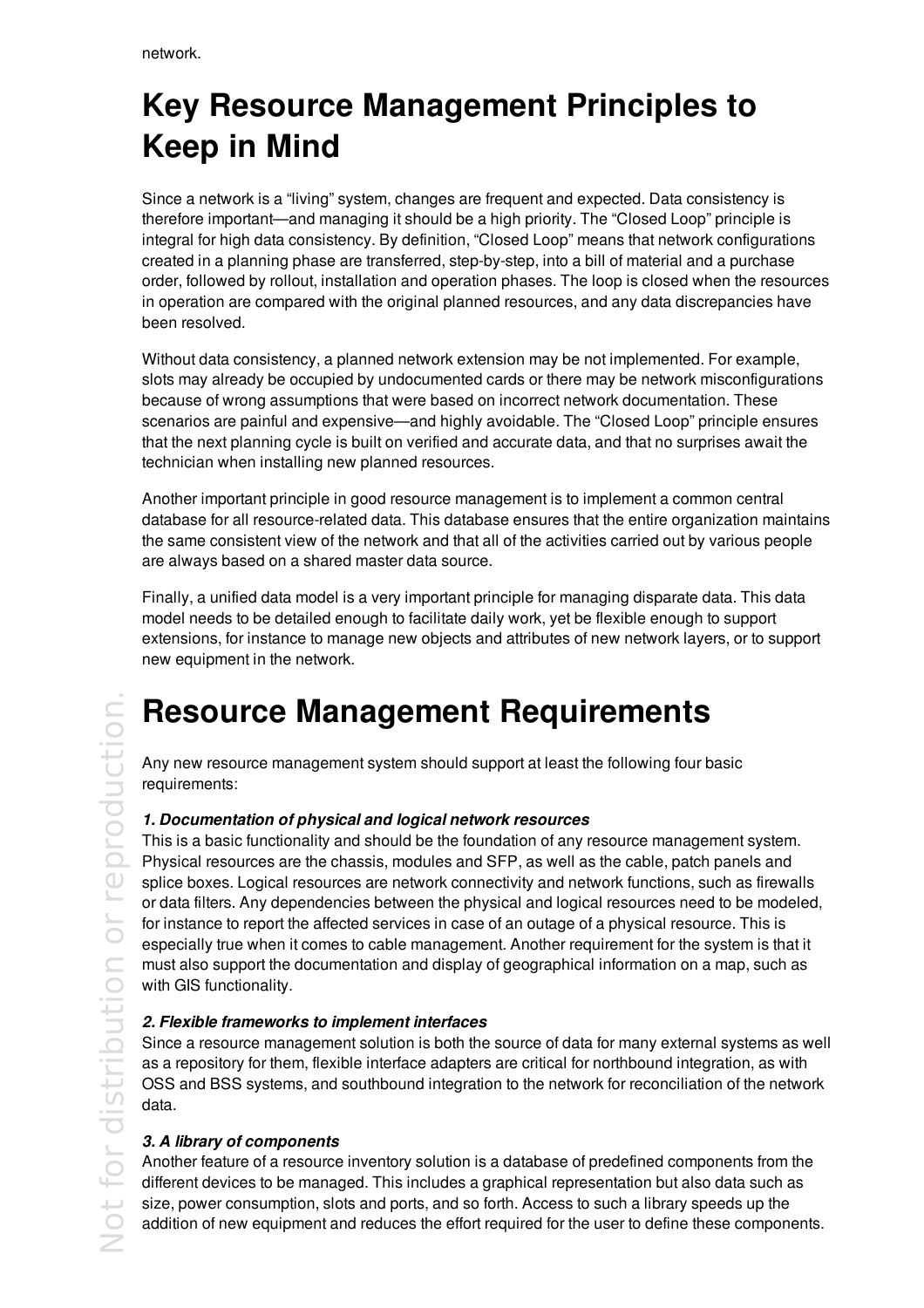network.

# Key Resource Management Principles to Keep in Mind

Since a network is a “living” system, changes are frequent and expected. Data consistency is therefore important—and managing it should be a high priority. The “Closed Loop” principle is integral for high data consistency. By definition, “Closed Loop” means that network configurations created in a planning phase are transferred, step-by-step, into a bill of material and a purchase order, followed by rollout, installation and operation phases. The loop is closed when the resources in operation are compared with the original planned resources, and any data discrepancies have been resolved.

Without data consistency, a planned network extension may be not implemented. For example, slots may already be occupied by undocumented cards or there may be network misconfigurations because of wrong assumptions that were based on incorrect network documentation. These scenarios are painful and expensive—and highly avoidable. The “Closed Loop” principle ensures that the next planning cycle is built on verified and accurate data, and that no surprises await the technician when installing new planned resources.

Another important principle in good resource management is to implement a common central database for all resource-related data. This database ensures that the entire organization maintains the same consistent view of the network and that all of the activities carried out by various people are always based on a shared master data source.

Finally, a unified data model is a very important principle for managing disparate data. This data model needs to be detailed enough to facilitate daily work, yet be flexible enough to support extensions, for instance to manage new objects and attributes of new network layers, or to support new equipment in the network.

# Resource Management Requirements

Any new resource management system should support at least the following four basic requirements:

***1. Documentation of physical and logical network resources***

This is a basic functionality and should be the foundation of any resource management system. Physical resources are the chassis, modules and SFP, as well as the cable, patch panels and splice boxes. Logical resources are network connectivity and network functions, such as firewalls or data filters. Any dependencies between the physical and logical resources need to be modeled, for instance to report the affected services in case of an outage of a physical resource. This is especially true when it comes to cable management. Another requirement for the system is that it must also support the documentation and display of geographical information on a map, such as with GIS functionality.

***2. Flexible frameworks to implement interfaces***

Since a resource management solution is both the source of data for many external systems as well as a repository for them, flexible interface adapters are critical for northbound integration, as with OSS and BSS systems, and southbound integration to the network for reconciliation of the network data.

***3. A library of components***

Another feature of a resource inventory solution is a database of predefined components from the different devices to be managed. This includes a graphical representation but also data such as size, power consumption, slots and ports, and so forth. Access to such a library speeds up the addition of new equipment and reduces the effort required for the user to define these components.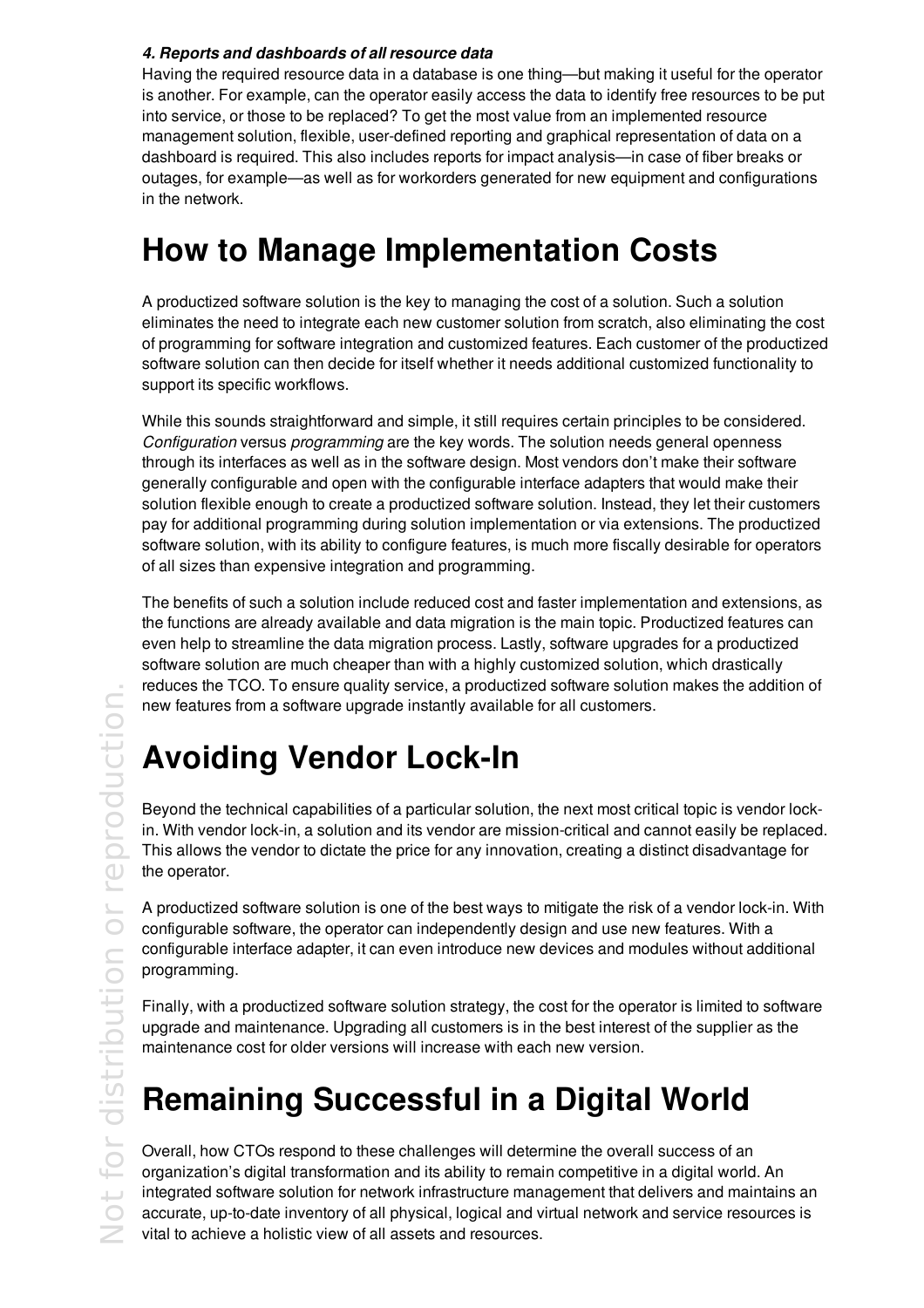***4. Reports and dashboards of all resource data***

Having the required resource data in a database is one thing—but making it useful for the operator is another. For example, can the operator easily access the data to identify free resources to be put into service, or those to be replaced? To get the most value from an implemented resource management solution, flexible, user-defined reporting and graphical representation of data on a dashboard is required. This also includes reports for impact analysis—in case of fiber breaks or outages, for example—as well as for workorders generated for new equipment and configurations in the network.

# How to Manage Implementation Costs

A productized software solution is the key to managing the cost of a solution. Such a solution eliminates the need to integrate each new customer solution from scratch, also eliminating the cost of programming for software integration and customized features. Each customer of the productized software solution can then decide for itself whether it needs additional customized functionality to support its specific workflows.

While this sounds straightforward and simple, it still requires certain principles to be considered. *Configuration* versus *programming* are the key words. The solution needs general openness through its interfaces as well as in the software design. Most vendors don't make their software generally configurable and open with the configurable interface adapters that would make their solution flexible enough to create a productized software solution. Instead, they let their customers pay for additional programming during solution implementation or via extensions. The productized software solution, with its ability to configure features, is much more fiscally desirable for operators of all sizes than expensive integration and programming.

The benefits of such a solution include reduced cost and faster implementation and extensions, as the functions are already available and data migration is the main topic. Productized features can even help to streamline the data migration process. Lastly, software upgrades for a productized software solution are much cheaper than with a highly customized solution, which drastically reduces the TCO. To ensure quality service, a productized software solution makes the addition of new features from a software upgrade instantly available for all customers.

# Avoiding Vendor Lock-In

Beyond the technical capabilities of a particular solution, the next most critical topic is vendor lock-in. With vendor lock-in, a solution and its vendor are mission-critical and cannot easily be replaced. This allows the vendor to dictate the price for any innovation, creating a distinct disadvantage for the operator.

A productized software solution is one of the best ways to mitigate the risk of a vendor lock-in. With configurable software, the operator can independently design and use new features. With a configurable interface adapter, it can even introduce new devices and modules without additional programming.

Finally, with a productized software solution strategy, the cost for the operator is limited to software upgrade and maintenance. Upgrading all customers is in the best interest of the supplier as the maintenance cost for older versions will increase with each new version.

# Remaining Successful in a Digital World

Overall, how CTOs respond to these challenges will determine the overall success of an organization's digital transformation and its ability to remain competitive in a digital world. An integrated software solution for network infrastructure management that delivers and maintains an accurate, up-to-date inventory of all physical, logical and virtual network and service resources is vital to achieve a holistic view of all assets and resources.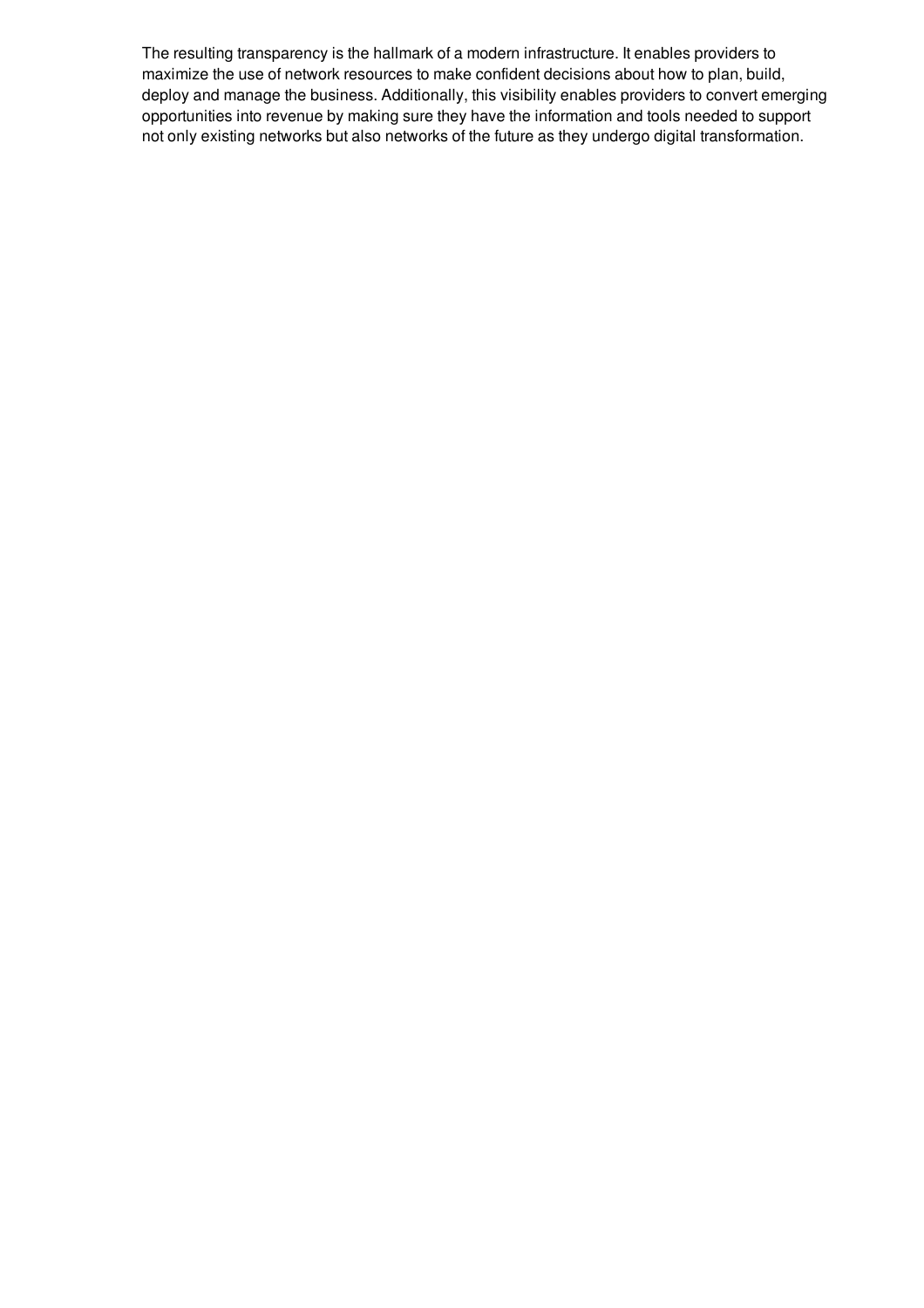The resulting transparency is the hallmark of a modern infrastructure. It enables providers to maximize the use of network resources to make confident decisions about how to plan, build, deploy and manage the business. Additionally, this visibility enables providers to convert emerging opportunities into revenue by making sure they have the information and tools needed to support not only existing networks but also networks of the future as they undergo digital transformation.